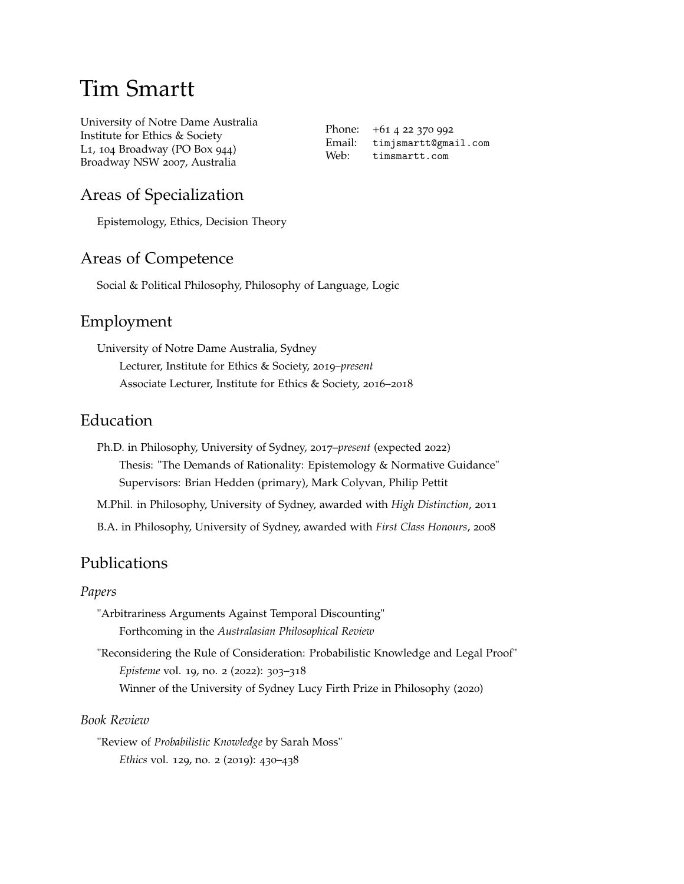# Tim Smartt

University of Notre Dame Australia
Institute for Ethics & Society
L1, 104 Broadway (PO Box 944)
Broadway NSW 2007, Australia

Phone: +61 4 22 370 992
Email: timjsmartt@gmail.com
Web: timsmartt.com

## Areas of Specialization

Epistemology, Ethics, Decision Theory

## Areas of Competence

Social & Political Philosophy, Philosophy of Language, Logic

## Employment

University of Notre Dame Australia, Sydney
Lecturer, Institute for Ethics & Society, 2019–*present*
Associate Lecturer, Institute for Ethics & Society, 2016–2018

## Education

Ph.D. in Philosophy, University of Sydney, 2017–*present* (expected 2022)
Thesis: "The Demands of Rationality: Epistemology & Normative Guidance"
Supervisors: Brian Hedden (primary), Mark Colyvan, Philip Pettit

M.Phil. in Philosophy, University of Sydney, awarded with *High Distinction*, 2011

B.A. in Philosophy, University of Sydney, awarded with *First Class Honours*, 2008

## Publications

### *Papers*

"Arbitrariness Arguments Against Temporal Discounting"
Forthcoming in the *Australasian Philosophical Review*

"Reconsidering the Rule of Consideration: Probabilistic Knowledge and Legal Proof"
*Episteme* vol. 19, no. 2 (2022): 303–318
Winner of the University of Sydney Lucy Firth Prize in Philosophy (2020)

### *Book Review*

"Review of *Probabilistic Knowledge* by Sarah Moss"
*Ethics* vol. 129, no. 2 (2019): 430–438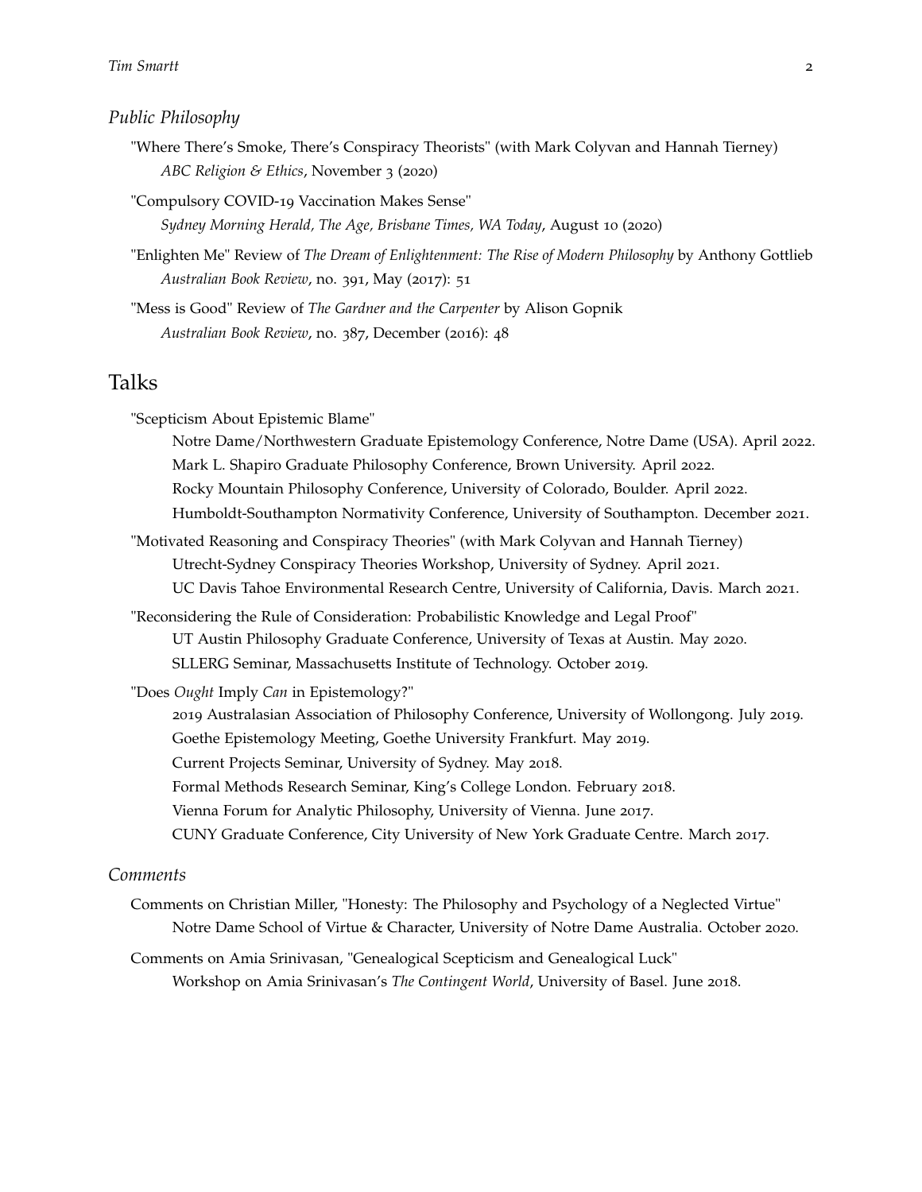### *Public Philosophy*

"Where There's Smoke, There's Conspiracy Theorists" (with Mark Colyvan and Hannah Tierney)
*ABC Religion & Ethics*, November 3 (2020)

"Compulsory COVID-19 Vaccination Makes Sense"
*Sydney Morning Herald, The Age, Brisbane Times, WA Today*, August 10 (2020)

"Enlighten Me" Review of *The Dream of Enlightenment: The Rise of Modern Philosophy* by Anthony Gottlieb
*Australian Book Review*, no. 391, May (2017): 51

"Mess is Good" Review of *The Gardner and the Carpenter* by Alison Gopnik
*Australian Book Review*, no. 387, December (2016): 48

## Talks

"Scepticism About Epistemic Blame"
Notre Dame/Northwestern Graduate Epistemology Conference, Notre Dame (USA). April 2022.
Mark L. Shapiro Graduate Philosophy Conference, Brown University. April 2022.
Rocky Mountain Philosophy Conference, University of Colorado, Boulder. April 2022.
Humboldt-Southampton Normativity Conference, University of Southampton. December 2021.

"Motivated Reasoning and Conspiracy Theories" (with Mark Colyvan and Hannah Tierney)
Utrecht-Sydney Conspiracy Theories Workshop, University of Sydney. April 2021.
UC Davis Tahoe Environmental Research Centre, University of California, Davis. March 2021.

"Reconsidering the Rule of Consideration: Probabilistic Knowledge and Legal Proof"
UT Austin Philosophy Graduate Conference, University of Texas at Austin. May 2020.
SLLERG Seminar, Massachusetts Institute of Technology. October 2019.

"Does *Ought* Imply *Can* in Epistemology?"
2019 Australasian Association of Philosophy Conference, University of Wollongong. July 2019.
Goethe Epistemology Meeting, Goethe University Frankfurt. May 2019.
Current Projects Seminar, University of Sydney. May 2018.
Formal Methods Research Seminar, King's College London. February 2018.
Vienna Forum for Analytic Philosophy, University of Vienna. June 2017.
CUNY Graduate Conference, City University of New York Graduate Centre. March 2017.

### *Comments*

Comments on Christian Miller, "Honesty: The Philosophy and Psychology of a Neglected Virtue"
Notre Dame School of Virtue & Character, University of Notre Dame Australia. October 2020.

Comments on Amia Srinivasan, "Genealogical Scepticism and Genealogical Luck"
Workshop on Amia Srinivasan's *The Contingent World*, University of Basel. June 2018.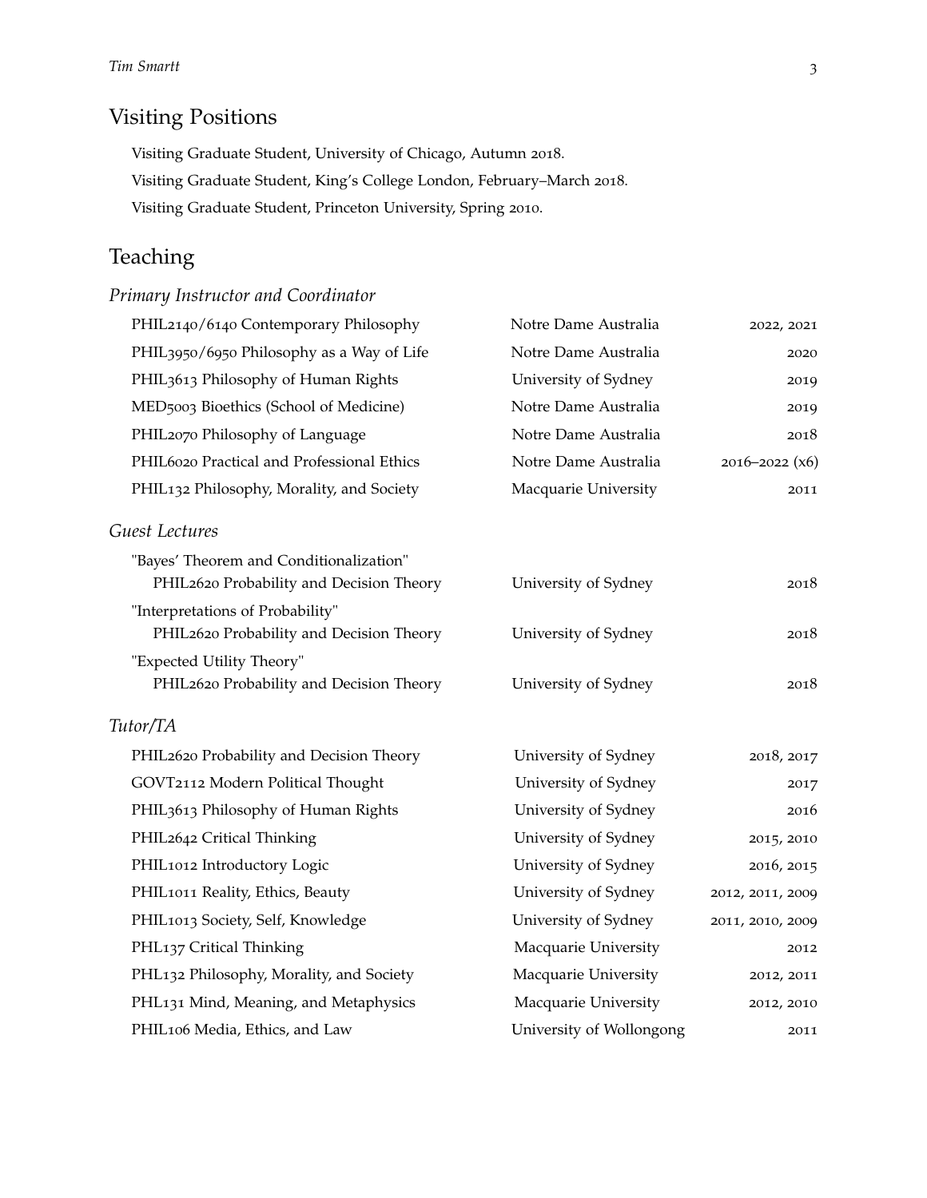## Visiting Positions

Visiting Graduate Student, University of Chicago, Autumn 2018.

Visiting Graduate Student, King's College London, February–March 2018.

Visiting Graduate Student, Princeton University, Spring 2010.

## Teaching

### *Primary Instructor and Coordinator*

| | | |
|---|---|---|
| PHIL2140/6140 Contemporary Philosophy | Notre Dame Australia | 2022, 2021 |
| PHIL3950/6950 Philosophy as a Way of Life | Notre Dame Australia | 2020 |
| PHIL3613 Philosophy of Human Rights | University of Sydney | 2019 |
| MED5003 Bioethics (School of Medicine) | Notre Dame Australia | 2019 |
| PHIL2070 Philosophy of Language | Notre Dame Australia | 2018 |
| PHIL6020 Practical and Professional Ethics | Notre Dame Australia | 2016–2022 (x6) |
| PHIL132 Philosophy, Morality, and Society | Macquarie University | 2011 |

### *Guest Lectures*

| | | |
|---|---|---|
| "Bayes' Theorem and Conditionalization" PHIL2620 Probability and Decision Theory | University of Sydney | 2018 |
| "Interpretations of Probability" PHIL2620 Probability and Decision Theory | University of Sydney | 2018 |
| "Expected Utility Theory" PHIL2620 Probability and Decision Theory | University of Sydney | 2018 |

### *Tutor/TA*

| | | |
|---|---|---|
| PHIL2620 Probability and Decision Theory | University of Sydney | 2018, 2017 |
| GOVT2112 Modern Political Thought | University of Sydney | 2017 |
| PHIL3613 Philosophy of Human Rights | University of Sydney | 2016 |
| PHIL2642 Critical Thinking | University of Sydney | 2015, 2010 |
| PHIL1012 Introductory Logic | University of Sydney | 2016, 2015 |
| PHIL1011 Reality, Ethics, Beauty | University of Sydney | 2012, 2011, 2009 |
| PHIL1013 Society, Self, Knowledge | University of Sydney | 2011, 2010, 2009 |
| PHL137 Critical Thinking | Macquarie University | 2012 |
| PHL132 Philosophy, Morality, and Society | Macquarie University | 2012, 2011 |
| PHL131 Mind, Meaning, and Metaphysics | Macquarie University | 2012, 2010 |
| PHIL106 Media, Ethics, and Law | University of Wollongong | 2011 |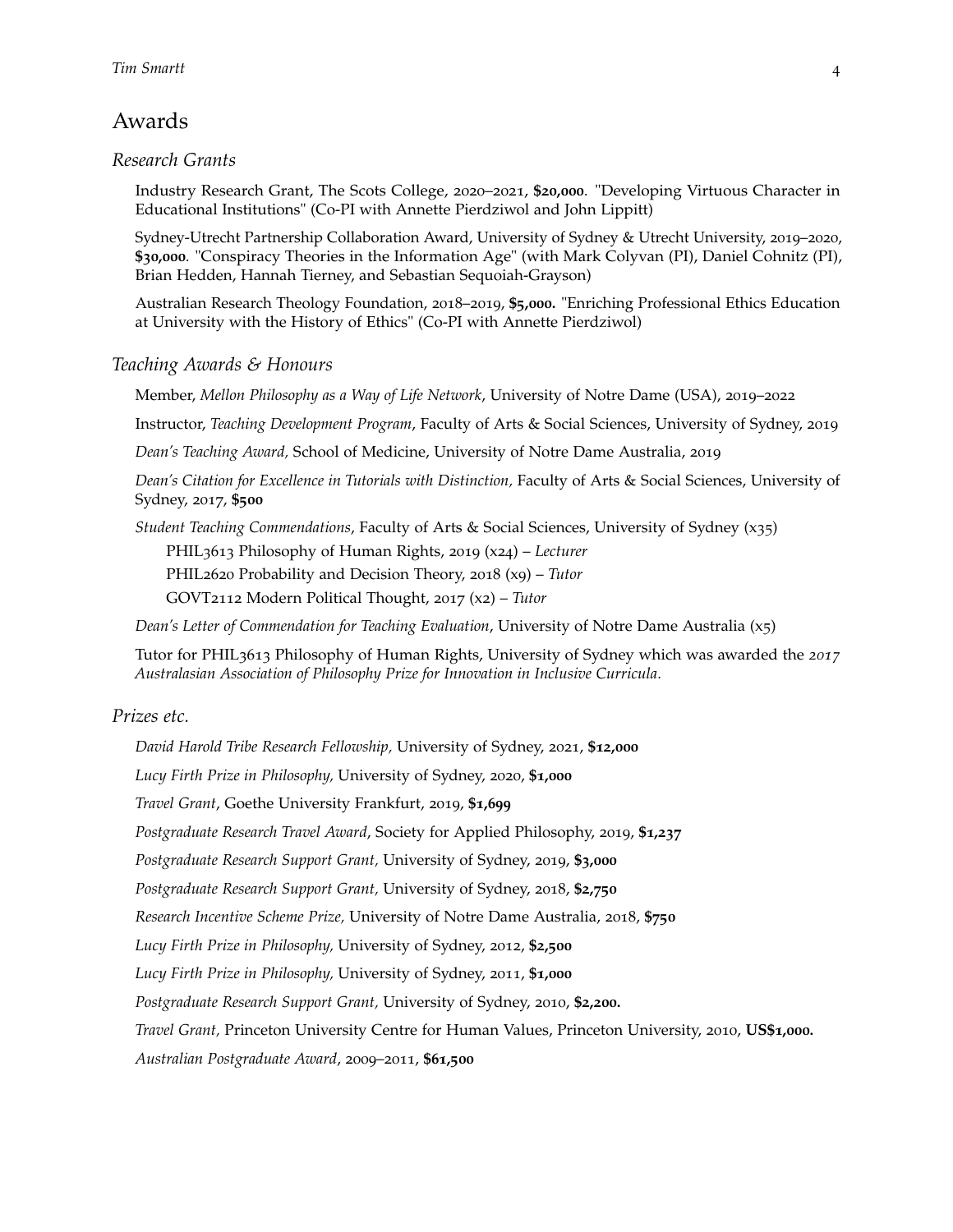# Awards

## *Research Grants*

Industry Research Grant, The Scots College, 2020–2021, **$20,000**. "Developing Virtuous Character in Educational Institutions" (Co-PI with Annette Pierdziwol and John Lippitt)

Sydney-Utrecht Partnership Collaboration Award, University of Sydney & Utrecht University, 2019–2020, **$30,000**. "Conspiracy Theories in the Information Age" (with Mark Colyvan (PI), Daniel Cohnitz (PI), Brian Hedden, Hannah Tierney, and Sebastian Sequoiah-Grayson)

Australian Research Theology Foundation, 2018–2019, **$5,000.** "Enriching Professional Ethics Education at University with the History of Ethics" (Co-PI with Annette Pierdziwol)

## *Teaching Awards & Honours*

Member, *Mellon Philosophy as a Way of Life Network*, University of Notre Dame (USA), 2019–2022

Instructor, *Teaching Development Program*, Faculty of Arts & Social Sciences, University of Sydney, 2019

*Dean's Teaching Award,* School of Medicine, University of Notre Dame Australia, 2019

*Dean's Citation for Excellence in Tutorials with Distinction,* Faculty of Arts & Social Sciences, University of Sydney, 2017, **$500**

*Student Teaching Commendations*, Faculty of Arts & Social Sciences, University of Sydney (x35)

- PHIL3613 Philosophy of Human Rights, 2019 (x24) – *Lecturer*
- PHIL2620 Probability and Decision Theory, 2018 (x9) – *Tutor*
- GOVT2112 Modern Political Thought, 2017 (x2) – *Tutor*

*Dean's Letter of Commendation for Teaching Evaluation*, University of Notre Dame Australia (x5)

Tutor for PHIL3613 Philosophy of Human Rights, University of Sydney which was awarded the *2017 Australasian Association of Philosophy Prize for Innovation in Inclusive Curricula*.

## *Prizes etc.*

*David Harold Tribe Research Fellowship,* University of Sydney, 2021, **$12,000**

*Lucy Firth Prize in Philosophy,* University of Sydney, 2020, **$1,000**

*Travel Grant*, Goethe University Frankfurt, 2019, **$1,699**

*Postgraduate Research Travel Award*, Society for Applied Philosophy, 2019, **$1,237**

*Postgraduate Research Support Grant,* University of Sydney, 2019, **$3,000**

*Postgraduate Research Support Grant,* University of Sydney, 2018, **$2,750**

*Research Incentive Scheme Prize,* University of Notre Dame Australia, 2018, **$750**

*Lucy Firth Prize in Philosophy,* University of Sydney, 2012, **$2,500**

*Lucy Firth Prize in Philosophy,* University of Sydney, 2011, **$1,000**

*Postgraduate Research Support Grant,* University of Sydney, 2010, **$2,200.**

*Travel Grant,* Princeton University Centre for Human Values, Princeton University, 2010, **US$1,000.**

*Australian Postgraduate Award*, 2009–2011, **$61,500**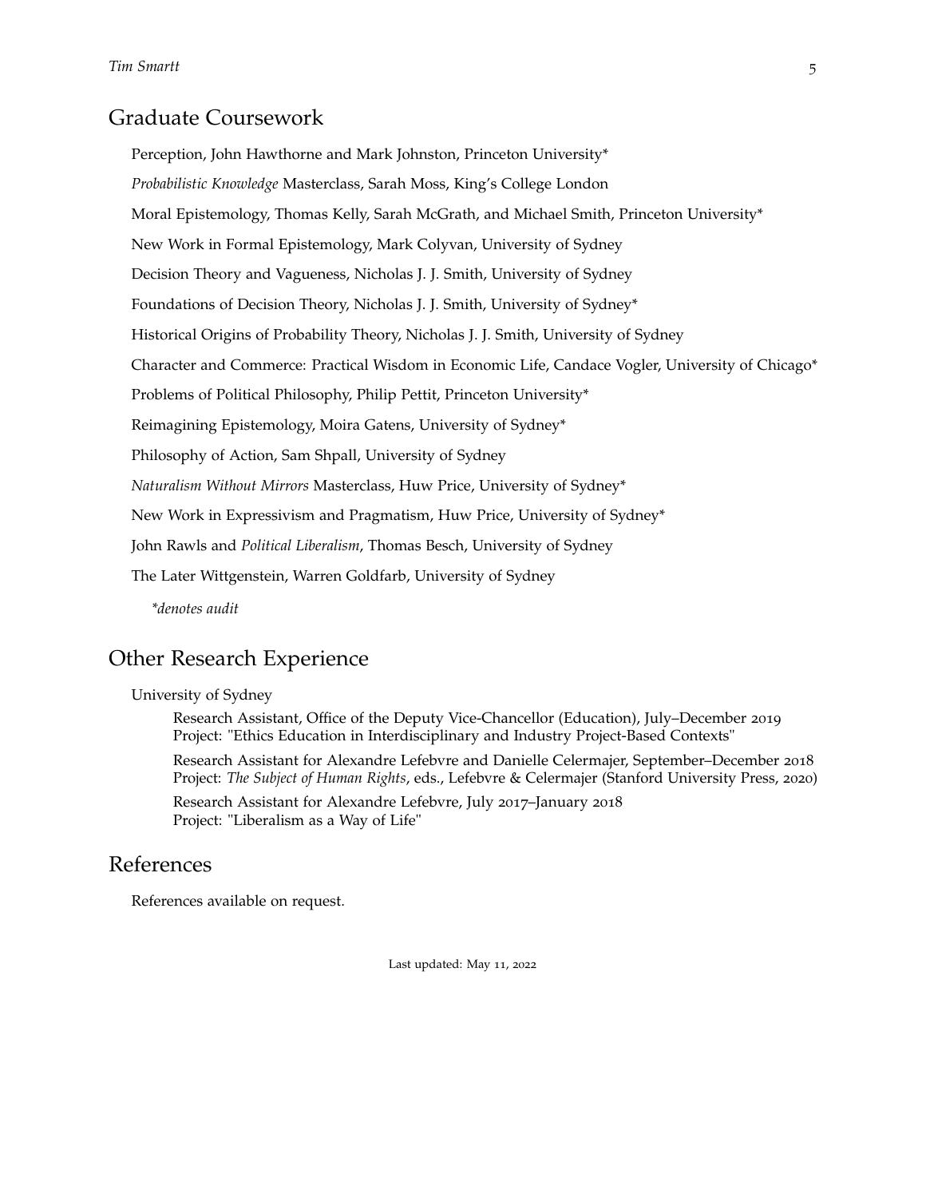## Graduate Coursework

Perception, John Hawthorne and Mark Johnston, Princeton University*

*Probabilistic Knowledge* Masterclass, Sarah Moss, King's College London

Moral Epistemology, Thomas Kelly, Sarah McGrath, and Michael Smith, Princeton University*

New Work in Formal Epistemology, Mark Colyvan, University of Sydney

Decision Theory and Vagueness, Nicholas J. J. Smith, University of Sydney

Foundations of Decision Theory, Nicholas J. J. Smith, University of Sydney*

Historical Origins of Probability Theory, Nicholas J. J. Smith, University of Sydney

Character and Commerce: Practical Wisdom in Economic Life, Candace Vogler, University of Chicago*

Problems of Political Philosophy, Philip Pettit, Princeton University*

Reimagining Epistemology, Moira Gatens, University of Sydney*

Philosophy of Action, Sam Shpall, University of Sydney

*Naturalism Without Mirrors* Masterclass, Huw Price, University of Sydney*

New Work in Expressivism and Pragmatism, Huw Price, University of Sydney*

John Rawls and *Political Liberalism*, Thomas Besch, University of Sydney

The Later Wittgenstein, Warren Goldfarb, University of Sydney

*\*denotes audit*

## Other Research Experience

University of Sydney

Research Assistant, Office of the Deputy Vice-Chancellor (Education), July–December 2019
Project: "Ethics Education in Interdisciplinary and Industry Project-Based Contexts"

Research Assistant for Alexandre Lefebvre and Danielle Celermajer, September–December 2018
Project: *The Subject of Human Rights*, eds., Lefebvre & Celermajer (Stanford University Press, 2020)

Research Assistant for Alexandre Lefebvre, July 2017–January 2018
Project: "Liberalism as a Way of Life"

## References

References available on request.

Last updated: May 11, 2022